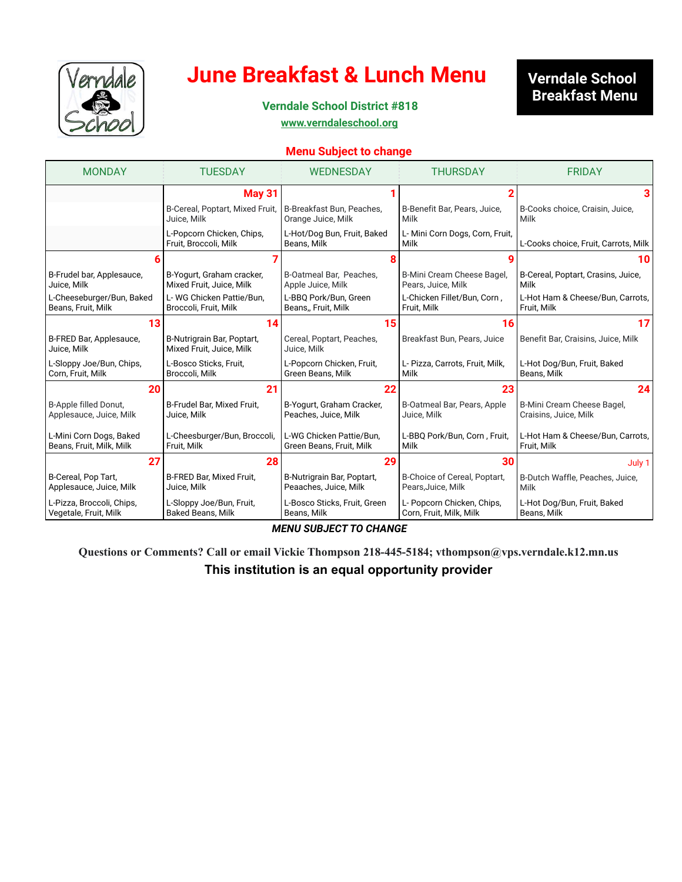# June Breakfast & Lunch Menu

**Verndale School Breakfast Menu**

**Verndale School District #818**

**www.verndaleschool.org**

**Menu Subject to change**

| MONDAY | TUESDAY | WEDNESDAY | THURSDAY | FRIDAY |
|---|---|---|---|---|
| | **May 31**<br>B-Cereal, Poptart, Mixed Fruit, Juice, Milk<br>L-Popcorn Chicken, Chips, Fruit, Broccoli, Milk | **1**<br>B-Breakfast Bun, Peaches, Orange Juice, Milk<br>L-Hot/Dog Bun, Fruit, Baked Beans, Milk | **2**<br>B-Benefit Bar, Pears, Juice, Milk<br>L- Mini Corn Dogs, Corn, Fruit, Milk | **3**<br>B-Cooks choice, Craisin, Juice, Milk<br>L-Cooks choice, Fruit, Carrots, Milk |
| **6**<br>B-Frudel bar, Applesauce, Juice, Milk<br>L-Cheeseburger/Bun, Baked Beans, Fruit, Milk | **7**<br>B-Yogurt, Graham cracker, Mixed Fruit, Juice, Milk<br>L- WG Chicken Pattie/Bun, Broccoli, Fruit, Milk | **8**<br>B-Oatmeal Bar, Peaches, Apple Juice, Milk<br>L-BBQ Pork/Bun, Green Beans,, Fruit, Milk | **9**<br>B-Mini Cream Cheese Bagel, Pears, Juice, Milk<br>L-Chicken Fillet/Bun, Corn , Fruit, Milk | **10**<br>B-Cereal, Poptart, Crasins, Juice, Milk<br>L-Hot Ham & Cheese/Bun, Carrots, Fruit, Milk |
| **13**<br>B-FRED Bar, Applesauce, Juice, Milk<br>L-Sloppy Joe/Bun, Chips, Corn, Fruit, Milk | **14**<br>B-Nutrigrain Bar, Poptart, Mixed Fruit, Juice, Milk<br>L-Bosco Sticks, Fruit, Broccoli, Milk | **15**<br>Cereal, Poptart, Peaches, Juice, Milk<br>L-Popcorn Chicken, Fruit, Green Beans, Milk | **16**<br>Breakfast Bun, Pears, Juice<br>L- Pizza, Carrots, Fruit, Milk, Milk | **17**<br>Benefit Bar, Craisins, Juice, Milk<br>L-Hot Dog/Bun, Fruit, Baked Beans, Milk |
| **20**<br>B-Apple filled Donut, Applesauce, Juice, Milk<br>L-Mini Corn Dogs, Baked Beans, Fruit, Milk, Milk | **21**<br>B-Frudel Bar, Mixed Fruit, Juice, Milk<br>L-Cheesburger/Bun, Broccoli, Fruit, Milk | **22**<br>B-Yogurt, Graham Cracker, Peaches, Juice, Milk<br>L-WG Chicken Pattie/Bun, Green Beans, Fruit, Milk | **23**<br>B-Oatmeal Bar, Pears, Apple Juice, Milk<br>L-BBQ Pork/Bun, Corn , Fruit, Milk | **24**<br>B-Mini Cream Cheese Bagel, Craisins, Juice, Milk<br>L-Hot Ham & Cheese/Bun, Carrots, Fruit, Milk |
| **27**<br>B-Cereal, Pop Tart, Applesauce, Juice, Milk<br>L-Pizza, Broccoli, Chips, Vegetale, Fruit, Milk | **28**<br>B-FRED Bar, Mixed Fruit, Juice, Milk<br>L-Sloppy Joe/Bun, Fruit, Baked Beans, Milk | **29**<br>B-Nutrigrain Bar, Poptart, Peaaches, Juice, Milk<br>L-Bosco Sticks, Fruit, Green Beans, Milk | **30**<br>B-Choice of Cereal, Poptart, Pears,Juice, Milk<br>L- Popcorn Chicken, Chips, Corn, Fruit, Milk, Milk | **July 1**<br>B-Dutch Waffle, Peaches, Juice, Milk<br>L-Hot Dog/Bun, Fruit, Baked Beans, Milk |

***MENU SUBJECT TO CHANGE***

**Questions or Comments? Call or email Vickie Thompson 218-445-5184; vthompson@vps.verndale.k12.mn.us**

**This institution is an equal opportunity provider**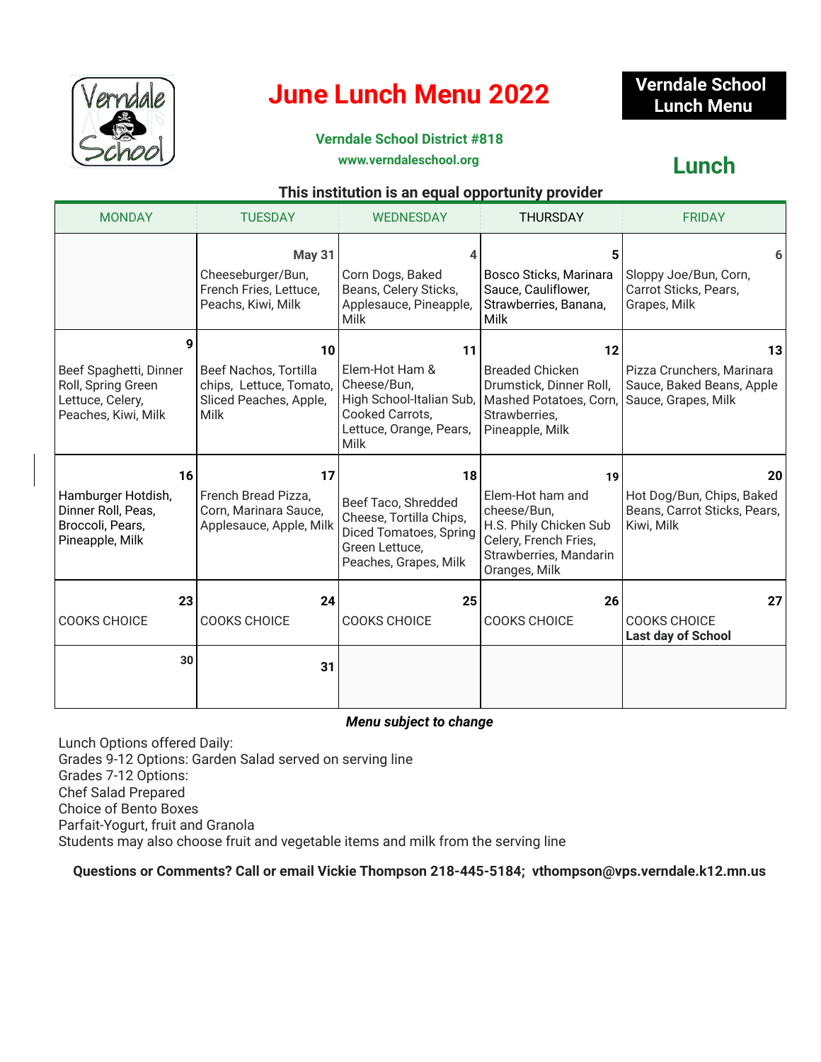# June Lunch Menu 2022

**Verndale School Lunch Menu**

**Verndale School District #818**

**www.verndaleschool.org**

## Lunch

**This institution is an equal opportunity provider**

| MONDAY | TUESDAY | WEDNESDAY | THURSDAY | FRIDAY |
|---|---|---|---|---|
| | **May 31** Cheeseburger/Bun, French Fries, Lettuce, Peachs, Kiwi, Milk | **4** Corn Dogs, Baked Beans, Celery Sticks, Applesauce, Pineapple, Milk | **5** Bosco Sticks, Marinara Sauce, Cauliflower, Strawberries, Banana, Milk | **6** Sloppy Joe/Bun, Corn, Carrot Sticks, Pears, Grapes, Milk |
| **9** Beef Spaghetti, Dinner Roll, Spring Green Lettuce, Celery, Peaches, Kiwi, Milk | **10** Beef Nachos, Tortilla chips, Lettuce, Tomato, Sliced Peaches, Apple, Milk | **11** Elem-Hot Ham & Cheese/Bun, High School-Italian Sub, Cooked Carrots, Lettuce, Orange, Pears, Milk | **12** Breaded Chicken Drumstick, Dinner Roll, Mashed Potatoes, Corn, Strawberries, Pineapple, Milk | **13** Pizza Crunchers, Marinara Sauce, Baked Beans, Apple Sauce, Grapes, Milk |
| **16** Hamburger Hotdish, Dinner Roll, Peas, Broccoli, Pears, Pineapple, Milk | **17** French Bread Pizza, Corn, Marinara Sauce, Applesauce, Apple, Milk | **18** Beef Taco, Shredded Cheese, Tortilla Chips, Diced Tomatoes, Spring Green Lettuce, Peaches, Grapes, Milk | **19** Elem-Hot ham and cheese/Bun, H.S. Phily Chicken Sub Celery, French Fries, Strawberries, Mandarin Oranges, Milk | **20** Hot Dog/Bun, Chips, Baked Beans, Carrot Sticks, Pears, Kiwi, Milk |
| **23** COOKS CHOICE | **24** COOKS CHOICE | **25** COOKS CHOICE | **26** COOKS CHOICE | **27** COOKS CHOICE **Last day of School** |
| **30** | **31** | | | |

***Menu subject to change***

Lunch Options offered Daily:
Grades 9-12 Options: Garden Salad served on serving line
Grades 7-12 Options:
Chef Salad Prepared
Choice of Bento Boxes
Parfait-Yogurt, fruit and Granola
Students may also choose fruit and vegetable items and milk from the serving line

**Questions or Comments? Call or email Vickie Thompson 218-445-5184; vthompson@vps.verndale.k12.mn.us**